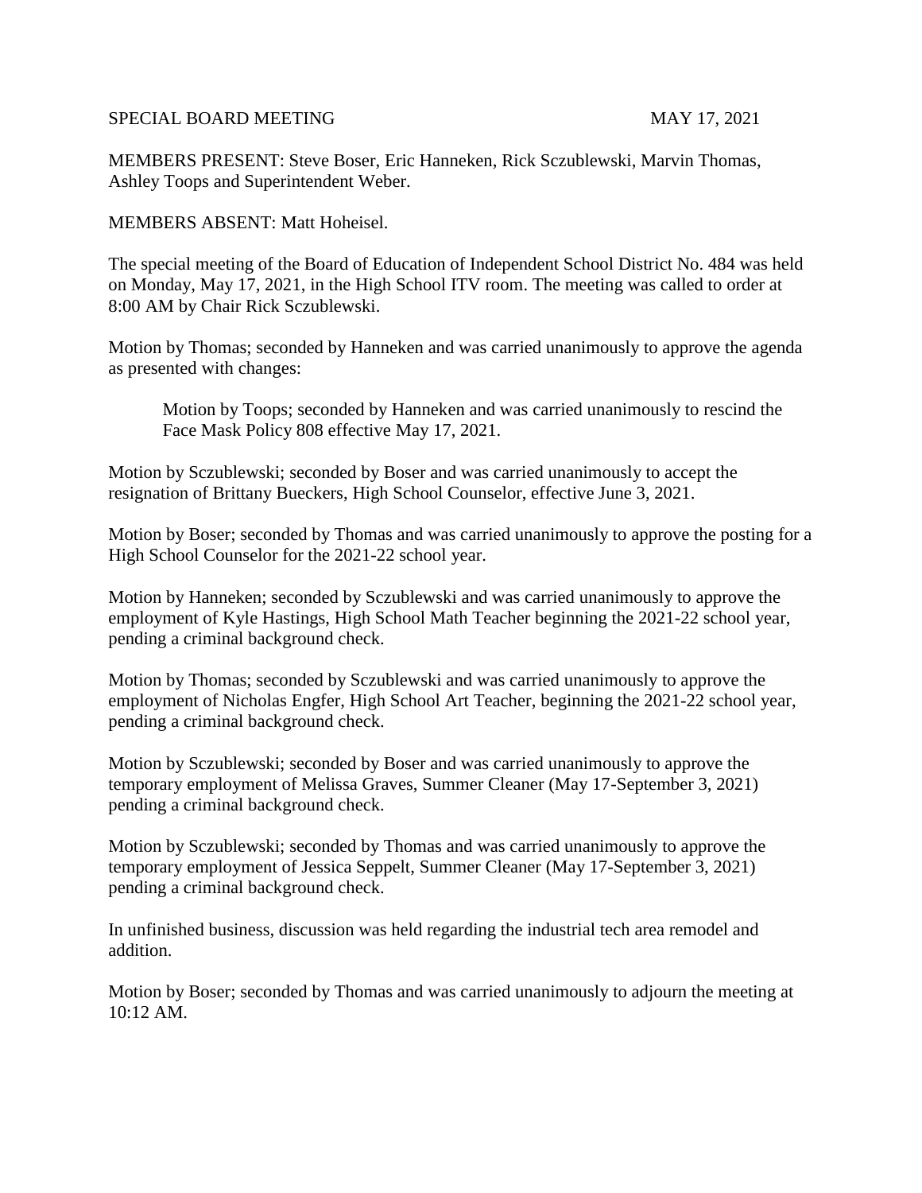SPECIAL BOARD MEETING MAY 17, 2021

MEMBERS PRESENT: Steve Boser, Eric Hanneken, Rick Sczublewski, Marvin Thomas, Ashley Toops and Superintendent Weber.

MEMBERS ABSENT: Matt Hoheisel.

The special meeting of the Board of Education of Independent School District No. 484 was held on Monday, May 17, 2021, in the High School ITV room. The meeting was called to order at 8:00 AM by Chair Rick Sczublewski.

Motion by Thomas; seconded by Hanneken and was carried unanimously to approve the agenda as presented with changes:

> Motion by Toops; seconded by Hanneken and was carried unanimously to rescind the Face Mask Policy 808 effective May 17, 2021.

Motion by Sczublewski; seconded by Boser and was carried unanimously to accept the resignation of Brittany Bueckers, High School Counselor, effective June 3, 2021.

Motion by Boser; seconded by Thomas and was carried unanimously to approve the posting for a High School Counselor for the 2021-22 school year.

Motion by Hanneken; seconded by Sczublewski and was carried unanimously to approve the employment of Kyle Hastings, High School Math Teacher beginning the 2021-22 school year, pending a criminal background check.

Motion by Thomas; seconded by Sczublewski and was carried unanimously to approve the employment of Nicholas Engfer, High School Art Teacher, beginning the 2021-22 school year, pending a criminal background check.

Motion by Sczublewski; seconded by Boser and was carried unanimously to approve the temporary employment of Melissa Graves, Summer Cleaner (May 17-September 3, 2021) pending a criminal background check.

Motion by Sczublewski; seconded by Thomas and was carried unanimously to approve the temporary employment of Jessica Seppelt, Summer Cleaner (May 17-September 3, 2021) pending a criminal background check.

In unfinished business, discussion was held regarding the industrial tech area remodel and addition.

Motion by Boser; seconded by Thomas and was carried unanimously to adjourn the meeting at 10:12 AM.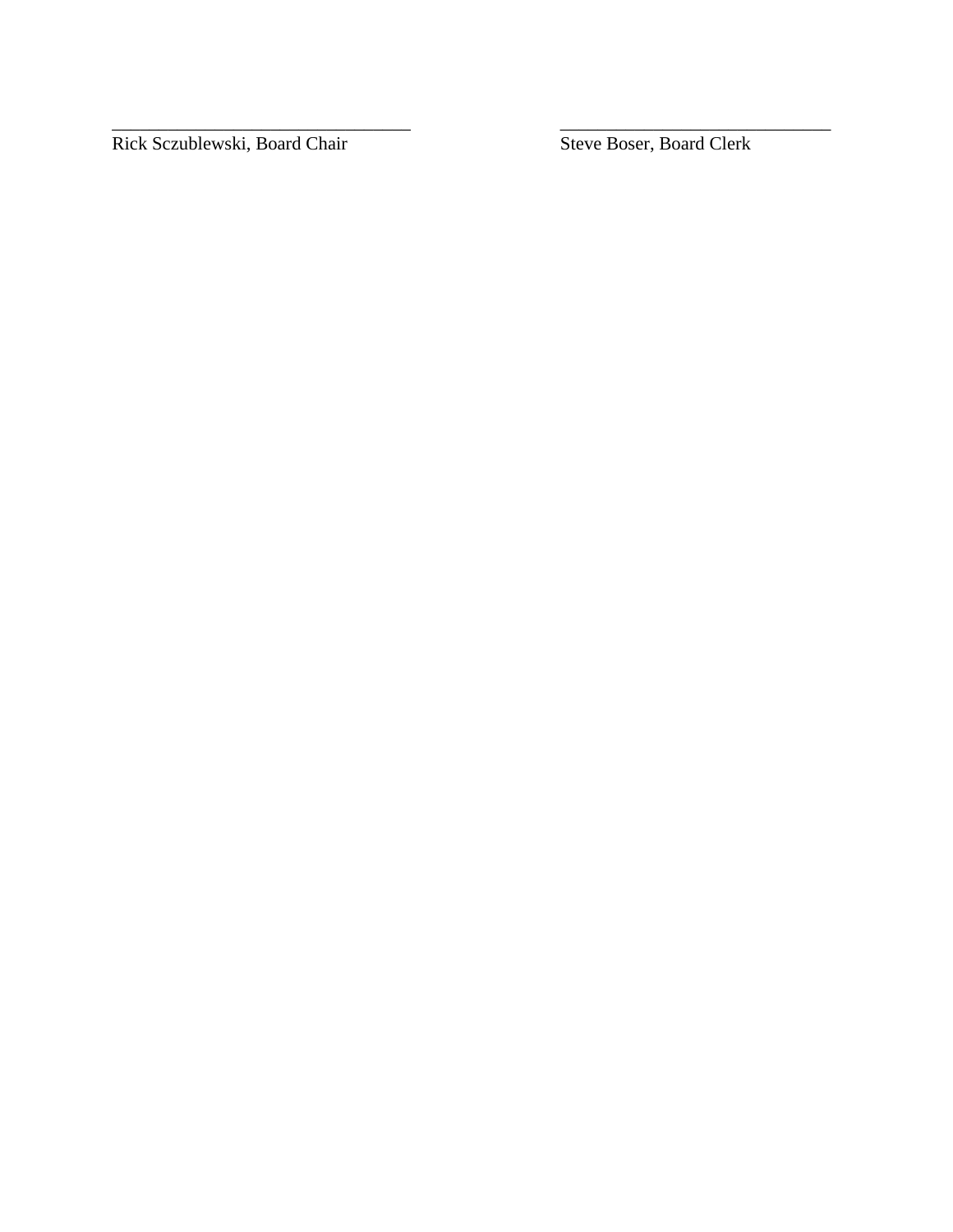| | |
|---|---|
| _______________________________ | _______________________________ |
| Rick Sczublewski, Board Chair | Steve Boser, Board Clerk |